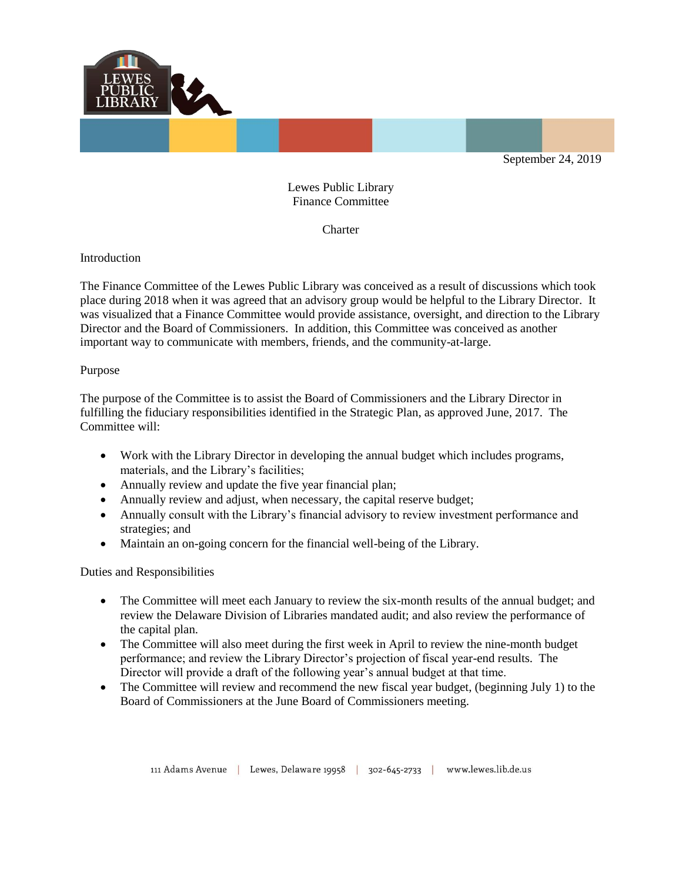September 24, 2019

# Lewes Public Library
# Finance Committee

## Charter

### Introduction

The Finance Committee of the Lewes Public Library was conceived as a result of discussions which took place during 2018 when it was agreed that an advisory group would be helpful to the Library Director. It was visualized that a Finance Committee would provide assistance, oversight, and direction to the Library Director and the Board of Commissioners. In addition, this Committee was conceived as another important way to communicate with members, friends, and the community-at-large.

### Purpose

The purpose of the Committee is to assist the Board of Commissioners and the Library Director in fulfilling the fiduciary responsibilities identified in the Strategic Plan, as approved June, 2017. The Committee will:

- Work with the Library Director in developing the annual budget which includes programs, materials, and the Library's facilities;
- Annually review and update the five year financial plan;
- Annually review and adjust, when necessary, the capital reserve budget;
- Annually consult with the Library's financial advisory to review investment performance and strategies; and
- Maintain an on-going concern for the financial well-being of the Library.

### Duties and Responsibilities

- The Committee will meet each January to review the six-month results of the annual budget; and review the Delaware Division of Libraries mandated audit; and also review the performance of the capital plan.
- The Committee will also meet during the first week in April to review the nine-month budget performance; and review the Library Director's projection of fiscal year-end results. The Director will provide a draft of the following year's annual budget at that time.
- The Committee will review and recommend the new fiscal year budget, (beginning July 1) to the Board of Commissioners at the June Board of Commissioners meeting.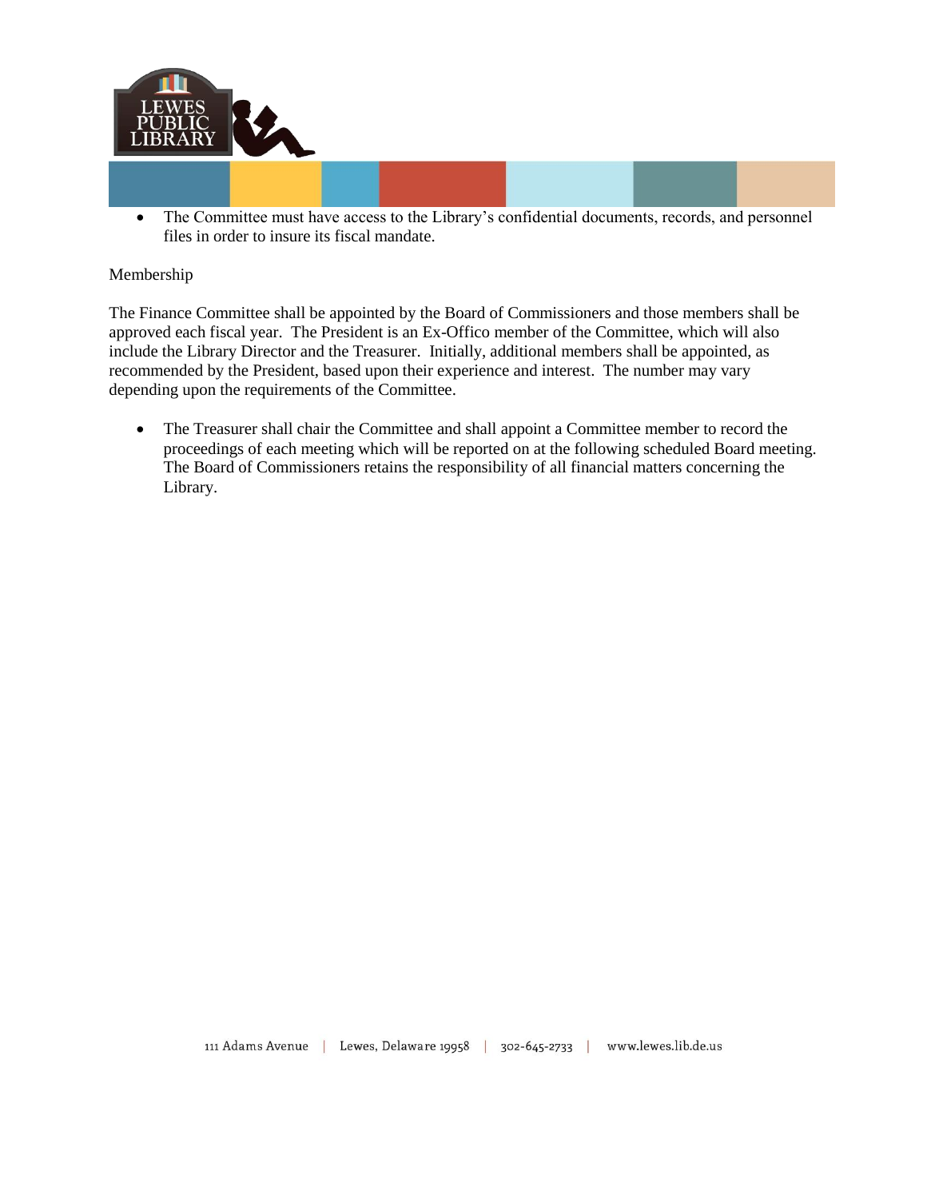- The Committee must have access to the Library's confidential documents, records, and personnel files in order to insure its fiscal mandate.

Membership

The Finance Committee shall be appointed by the Board of Commissioners and those members shall be approved each fiscal year. The President is an Ex-Offico member of the Committee, which will also include the Library Director and the Treasurer. Initially, additional members shall be appointed, as recommended by the President, based upon their experience and interest. The number may vary depending upon the requirements of the Committee.

- The Treasurer shall chair the Committee and shall appoint a Committee member to record the proceedings of each meeting which will be reported on at the following scheduled Board meeting. The Board of Commissioners retains the responsibility of all financial matters concerning the Library.